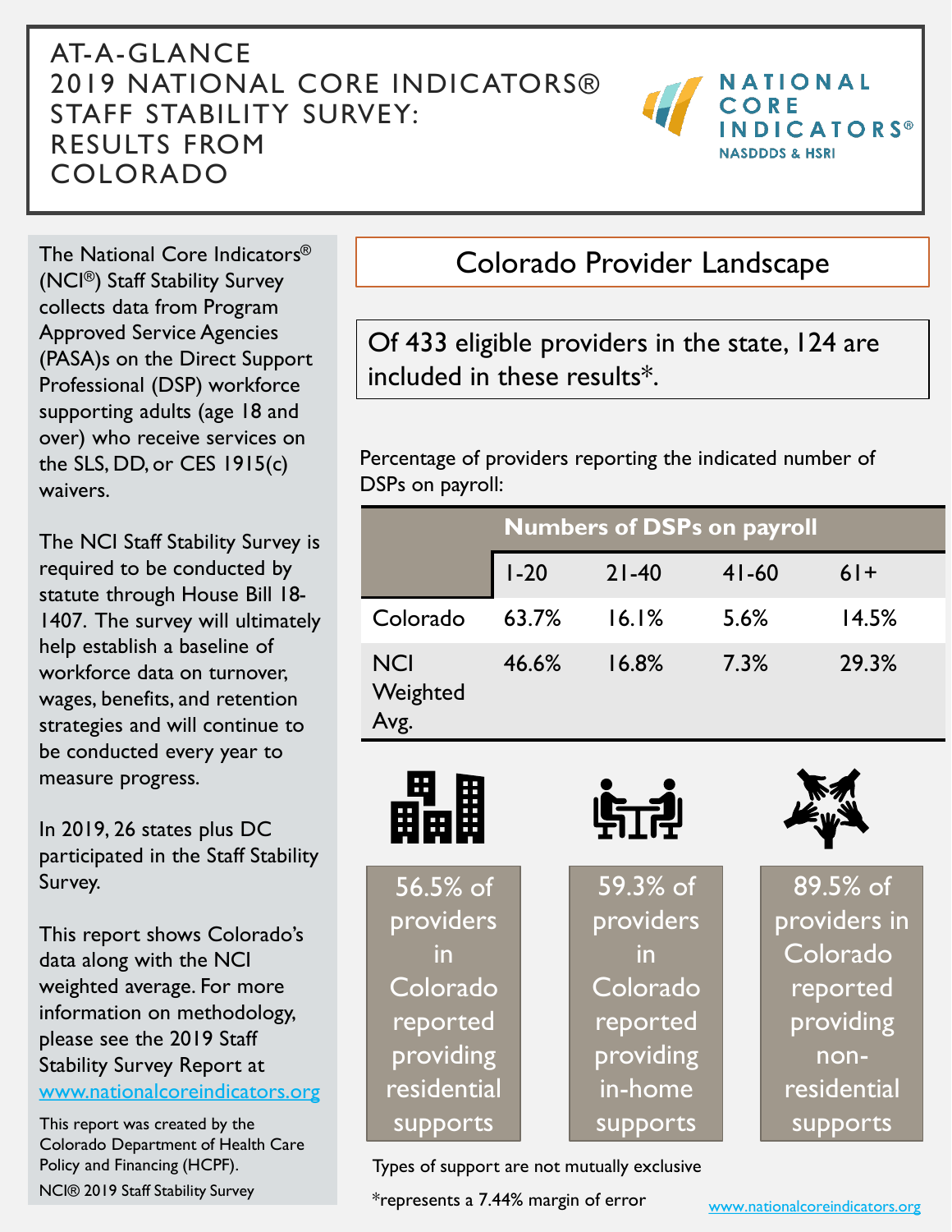# AT-A-GLANCE 2019 NATIONAL CORE INDICATORS® STAFF STABILITY SURVEY: RESULTS FROM COLORADO

NATIONAL CORE INDICATORS®
NASDDDS & HSRI

The National Core Indicators® (NCI®) Staff Stability Survey collects data from Program Approved Service Agencies (PASA)s on the Direct Support Professional (DSP) workforce supporting adults (age 18 and over) who receive services on the SLS, DD, or CES 1915(c) waivers.

The NCI Staff Stability Survey is required to be conducted by statute through House Bill 18-1407. The survey will ultimately help establish a baseline of workforce data on turnover, wages, benefits, and retention strategies and will continue to be conducted every year to measure progress.

In 2019, 26 states plus DC participated in the Staff Stability Survey.

This report shows Colorado's data along with the NCI weighted average. For more information on methodology, please see the 2019 Staff Stability Survey Report at www.nationalcoreindicators.org

This report was created by the Colorado Department of Health Care Policy and Financing (HCPF).

NCI® 2019 Staff Stability Survey

## Colorado Provider Landscape

Of 433 eligible providers in the state, 124 are included in these results*.

Percentage of providers reporting the indicated number of DSPs on payroll:

| | Numbers of DSPs on payroll | | | |
|---|---|---|---|---|
| | 1-20 | 21-40 | 41-60 | 61+ |
| Colorado | 63.7% | 16.1% | 5.6% | 14.5% |
| NCI Weighted Avg. | 46.6% | 16.8% | 7.3% | 29.3% |

56.5% of providers in Colorado reported providing residential supports

59.3% of providers in Colorado reported providing in-home supports

89.5% of providers in Colorado reported providing non-residential supports

Types of support are not mutually exclusive

*represents a 7.44% margin of error

www.nationalcoreindicators.org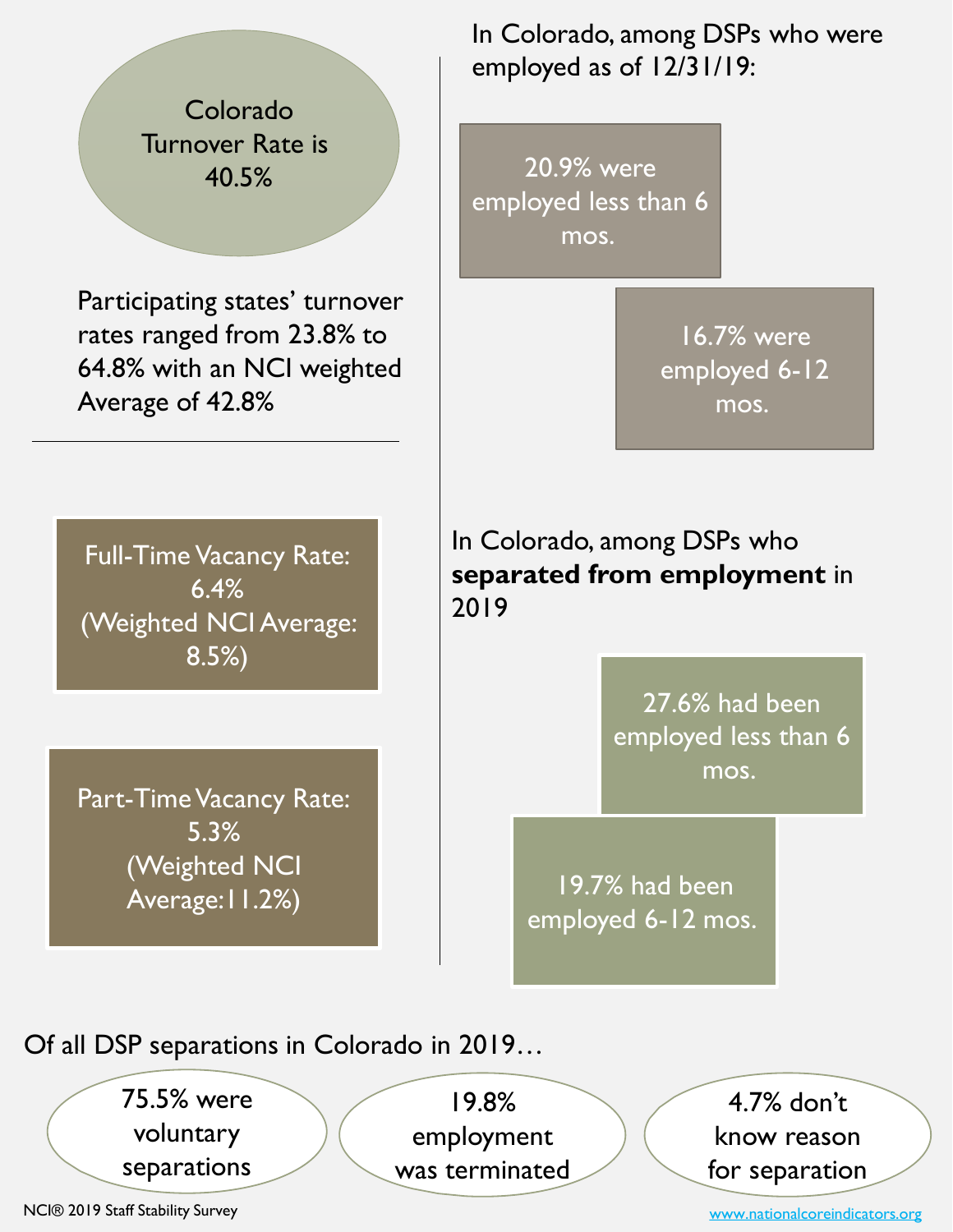Colorado Turnover Rate is 40.5%

Participating states' turnover rates ranged from 23.8% to 64.8% with an NCI weighted Average of 42.8%

---

Full-Time Vacancy Rate: 6.4%
(Weighted NCI Average: 8.5%)

Part-Time Vacancy Rate: 5.3%
(Weighted NCI Average: 11.2%)

In Colorado, among DSPs who were employed as of 12/31/19:

- 20.9% were employed less than 6 mos.
- 16.7% were employed 6-12 mos.

In Colorado, among DSPs who **separated from employment** in 2019

- 27.6% had been employed less than 6 mos.
- 19.7% had been employed 6-12 mos.

Of all DSP separations in Colorado in 2019…

- 75.5% were voluntary separations
- 19.8% employment was terminated
- 4.7% don't know reason for separation

NCI® 2019 Staff Stability Survey

www.nationalcoreindicators.org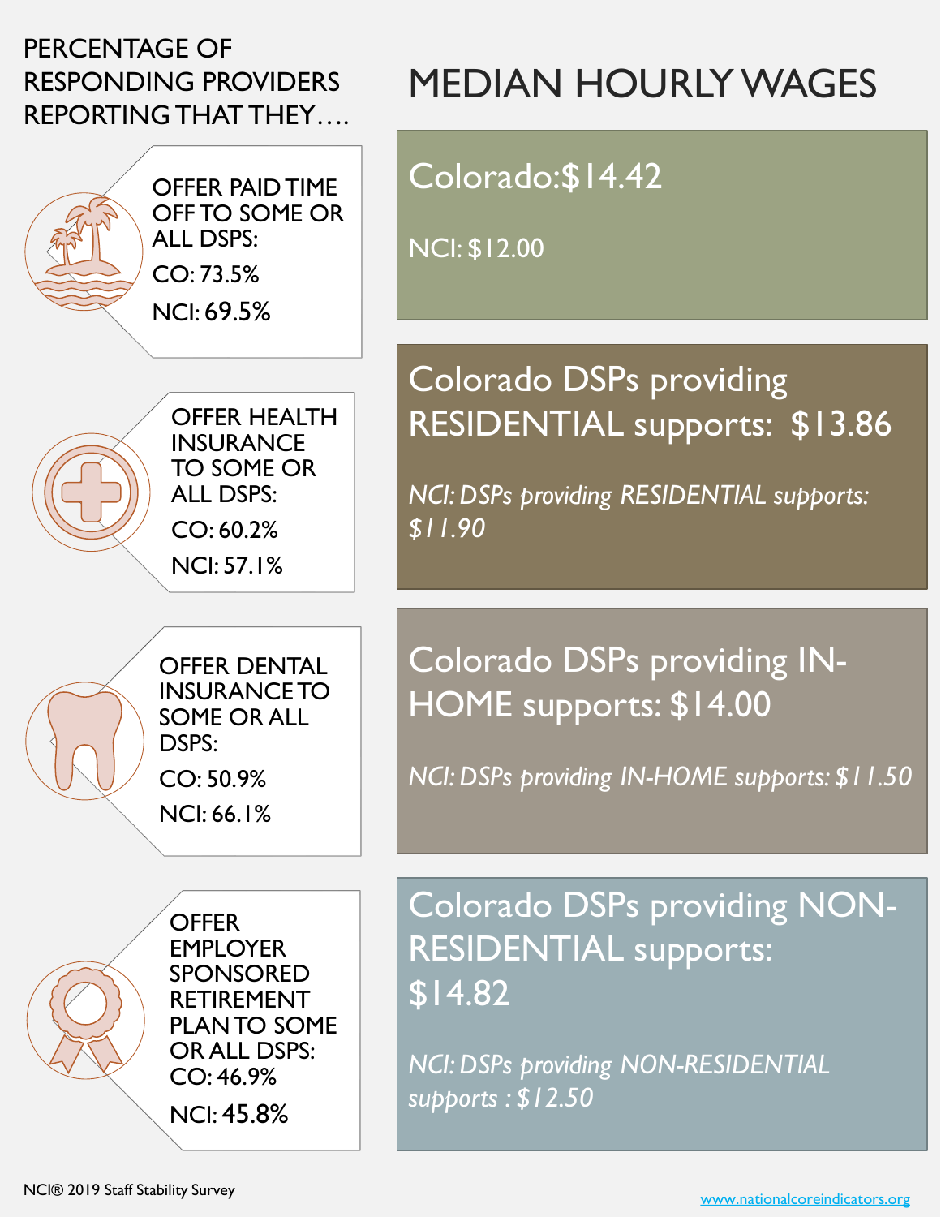PERCENTAGE OF RESPONDING PROVIDERS REPORTING THAT THEY….

OFFER PAID TIME OFF TO SOME OR ALL DSPS:

CO: 73.5%

NCI: 69.5%

OFFER HEALTH INSURANCE TO SOME OR ALL DSPS:

CO: 60.2%

NCI: 57.1%

OFFER DENTAL INSURANCE TO SOME OR ALL DSPS:

CO: 50.9%

NCI: 66.1%

OFFER EMPLOYER SPONSORED RETIREMENT PLAN TO SOME OR ALL DSPS:

CO: 46.9%

NCI: 45.8%

# MEDIAN HOURLY WAGES

Colorado: $14.42

NCI: $12.00

Colorado DSPs providing RESIDENTIAL supports: $13.86

*NCI: DSPs providing RESIDENTIAL supports: $11.90*

Colorado DSPs providing IN-HOME supports: $14.00

*NCI: DSPs providing IN-HOME supports: $11.50*

Colorado DSPs providing NON-RESIDENTIAL supports: $14.82

*NCI: DSPs providing NON-RESIDENTIAL supports : $12.50*

NCI® 2019 Staff Stability Survey

www.nationalcoreindicators.org